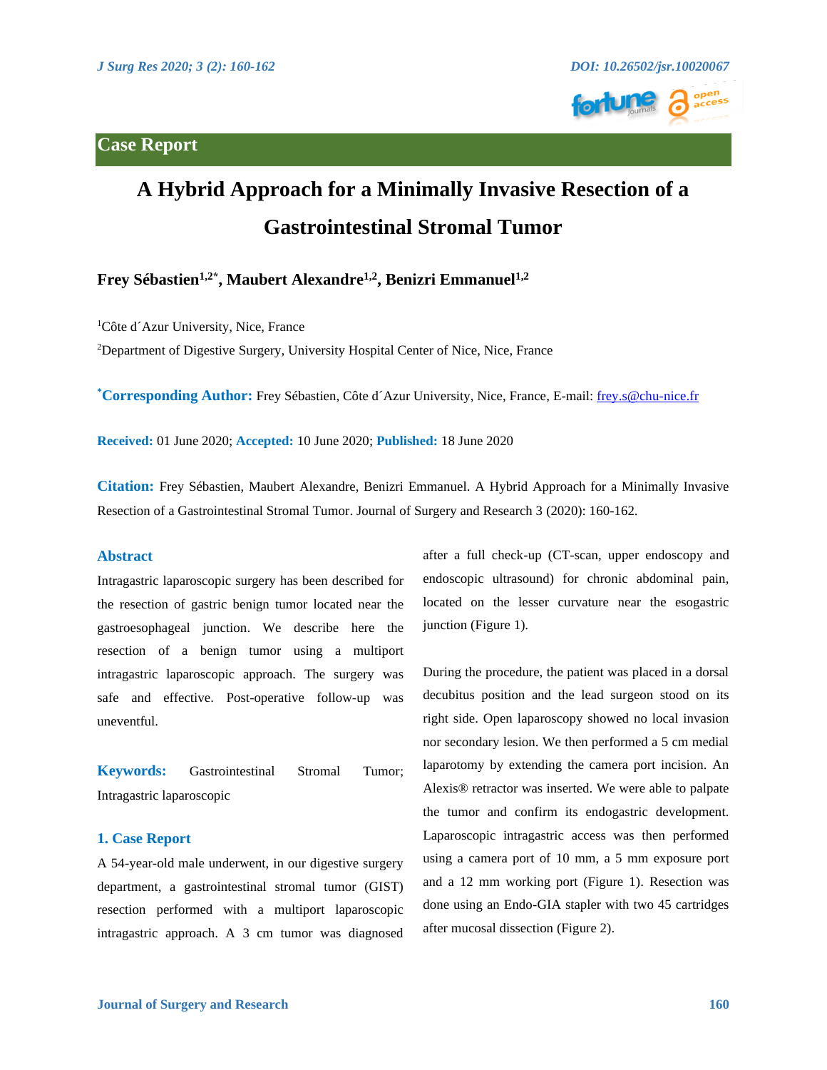## Case Report

# A Hybrid Approach for a Minimally Invasive Resection of a Gastrointestinal Stromal Tumor

**Frey Sébastien[1,2*], Maubert Alexandre[1,2], Benizri Emmanuel[1,2]**

[1]Côte d´Azur University, Nice, France

[2]Department of Digestive Surgery, University Hospital Center of Nice, Nice, France

**[*]Corresponding Author:** Frey Sébastien, Côte d´Azur University, Nice, France, E-mail: frey.s@chu-nice.fr

**Received:** 01 June 2020; **Accepted:** 10 June 2020; **Published:** 18 June 2020

**Citation:** Frey Sébastien, Maubert Alexandre, Benizri Emmanuel. A Hybrid Approach for a Minimally Invasive Resection of a Gastrointestinal Stromal Tumor. Journal of Surgery and Research 3 (2020): 160-162.

## Abstract

Intragastric laparoscopic surgery has been described for the resection of gastric benign tumor located near the gastroesophageal junction. We describe here the resection of a benign tumor using a multiport intragastric laparoscopic approach. The surgery was safe and effective. Post-operative follow-up was uneventful.

**Keywords:** Gastrointestinal Stromal Tumor; Intragastric laparoscopic

## 1. Case Report

A 54-year-old male underwent, in our digestive surgery department, a gastrointestinal stromal tumor (GIST) resection performed with a multiport laparoscopic intragastric approach. A 3 cm tumor was diagnosed after a full check-up (CT-scan, upper endoscopy and endoscopic ultrasound) for chronic abdominal pain, located on the lesser curvature near the esogastric junction (Figure 1).

During the procedure, the patient was placed in a dorsal decubitus position and the lead surgeon stood on its right side. Open laparoscopy showed no local invasion nor secondary lesion. We then performed a 5 cm medial laparotomy by extending the camera port incision. An Alexis® retractor was inserted. We were able to palpate the tumor and confirm its endogastric development. Laparoscopic intragastric access was then performed using a camera port of 10 mm, a 5 mm exposure port and a 12 mm working port (Figure 1). Resection was done using an Endo-GIA stapler with two 45 cartridges after mucosal dissection (Figure 2).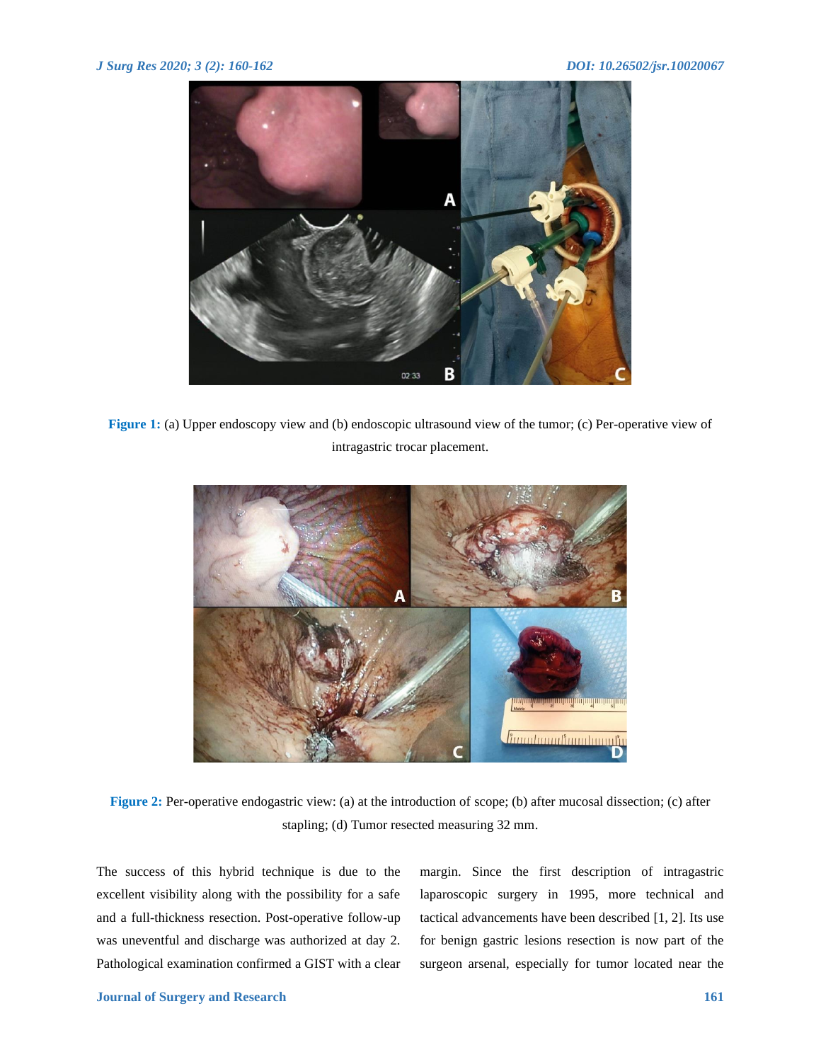**Figure 1:** (a) Upper endoscopy view and (b) endoscopic ultrasound view of the tumor; (c) Per-operative view of intragastric trocar placement.

**Figure 2:** Per-operative endogastric view: (a) at the introduction of scope; (b) after mucosal dissection; (c) after stapling; (d) Tumor resected measuring 32 mm.

The success of this hybrid technique is due to the excellent visibility along with the possibility for a safe and a full-thickness resection. Post-operative follow-up was uneventful and discharge was authorized at day 2. Pathological examination confirmed a GIST with a clear margin. Since the first description of intragastric laparoscopic surgery in 1995, more technical and tactical advancements have been described [1, 2]. Its use for benign gastric lesions resection is now part of the surgeon arsenal, especially for tumor located near the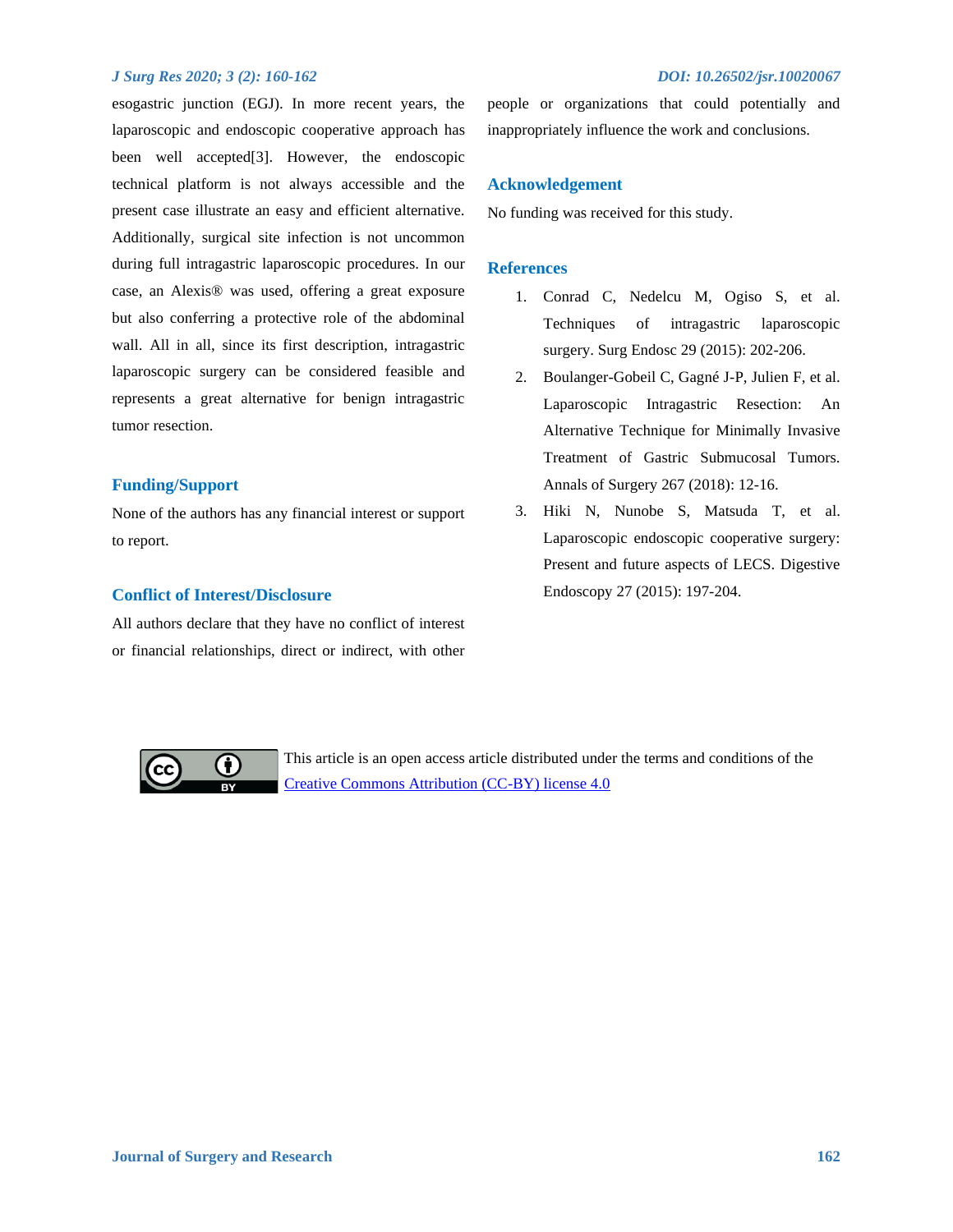esogastric junction (EGJ). In more recent years, the laparoscopic and endoscopic cooperative approach has been well accepted[3]. However, the endoscopic technical platform is not always accessible and the present case illustrate an easy and efficient alternative. Additionally, surgical site infection is not uncommon during full intragastric laparoscopic procedures. In our case, an Alexis® was used, offering a great exposure but also conferring a protective role of the abdominal wall. All in all, since its first description, intragastric laparoscopic surgery can be considered feasible and represents a great alternative for benign intragastric tumor resection.

## Funding/Support

None of the authors has any financial interest or support to report.

## Conflict of Interest/Disclosure

All authors declare that they have no conflict of interest or financial relationships, direct or indirect, with other people or organizations that could potentially and inappropriately influence the work and conclusions.

## Acknowledgement

No funding was received for this study.

## References

1. Conrad C, Nedelcu M, Ogiso S, et al. Techniques of intragastric laparoscopic surgery. Surg Endosc 29 (2015): 202-206.
2. Boulanger-Gobeil C, Gagné J-P, Julien F, et al. Laparoscopic Intragastric Resection: An Alternative Technique for Minimally Invasive Treatment of Gastric Submucosal Tumors. Annals of Surgery 267 (2018): 12-16.
3. Hiki N, Nunobe S, Matsuda T, et al. Laparoscopic endoscopic cooperative surgery: Present and future aspects of LECS. Digestive Endoscopy 27 (2015): 197-204.

This article is an open access article distributed under the terms and conditions of the [Creative Commons Attribution (CC-BY) license 4.0](https://creativecommons.org/licenses/by/4.0/)